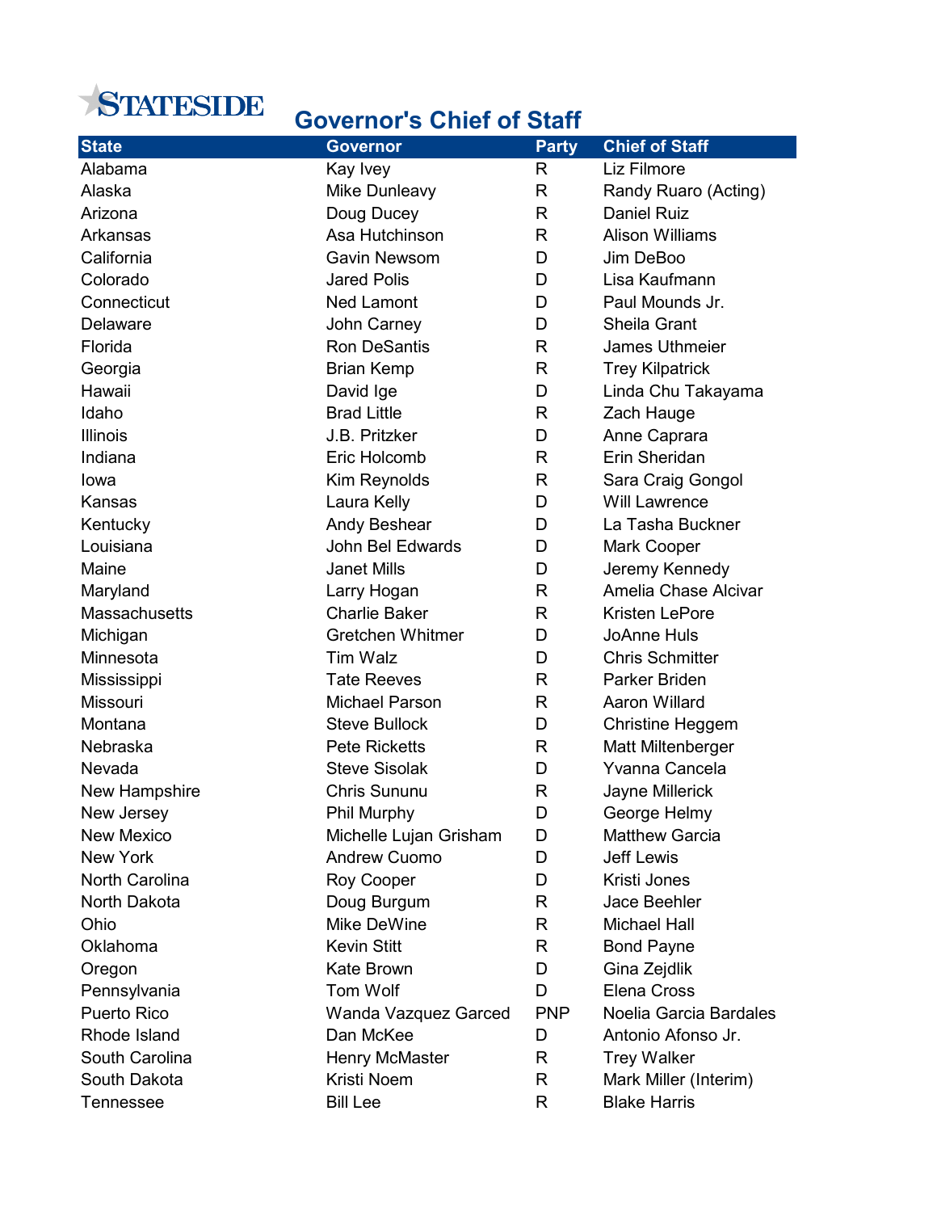STATESIDE

# Governor's Chief of Staff

| State | Governor | Party | Chief of Staff |
|---|---|---|---|
| Alabama | Kay Ivey | R | Liz Filmore |
| Alaska | Mike Dunleavy | R | Randy Ruaro (Acting) |
| Arizona | Doug Ducey | R | Daniel Ruiz |
| Arkansas | Asa Hutchinson | R | Alison Williams |
| California | Gavin Newsom | D | Jim DeBoo |
| Colorado | Jared Polis | D | Lisa Kaufmann |
| Connecticut | Ned Lamont | D | Paul Mounds Jr. |
| Delaware | John Carney | D | Sheila Grant |
| Florida | Ron DeSantis | R | James Uthmeier |
| Georgia | Brian Kemp | R | Trey Kilpatrick |
| Hawaii | David Ige | D | Linda Chu Takayama |
| Idaho | Brad Little | R | Zach Hauge |
| Illinois | J.B. Pritzker | D | Anne Caprara |
| Indiana | Eric Holcomb | R | Erin Sheridan |
| Iowa | Kim Reynolds | R | Sara Craig Gongol |
| Kansas | Laura Kelly | D | Will Lawrence |
| Kentucky | Andy Beshear | D | La Tasha Buckner |
| Louisiana | John Bel Edwards | D | Mark Cooper |
| Maine | Janet Mills | D | Jeremy Kennedy |
| Maryland | Larry Hogan | R | Amelia Chase Alcivar |
| Massachusetts | Charlie Baker | R | Kristen LePore |
| Michigan | Gretchen Whitmer | D | JoAnne Huls |
| Minnesota | Tim Walz | D | Chris Schmitter |
| Mississippi | Tate Reeves | R | Parker Briden |
| Missouri | Michael Parson | R | Aaron Willard |
| Montana | Steve Bullock | D | Christine Heggem |
| Nebraska | Pete Ricketts | R | Matt Miltenberger |
| Nevada | Steve Sisolak | D | Yvanna Cancela |
| New Hampshire | Chris Sununu | R | Jayne Millerick |
| New Jersey | Phil Murphy | D | George Helmy |
| New Mexico | Michelle Lujan Grisham | D | Matthew Garcia |
| New York | Andrew Cuomo | D | Jeff Lewis |
| North Carolina | Roy Cooper | D | Kristi Jones |
| North Dakota | Doug Burgum | R | Jace Beehler |
| Ohio | Mike DeWine | R | Michael Hall |
| Oklahoma | Kevin Stitt | R | Bond Payne |
| Oregon | Kate Brown | D | Gina Zejdlik |
| Pennsylvania | Tom Wolf | D | Elena Cross |
| Puerto Rico | Wanda Vazquez Garced | PNP | Noelia Garcia Bardales |
| Rhode Island | Dan McKee | D | Antonio Afonso Jr. |
| South Carolina | Henry McMaster | R | Trey Walker |
| South Dakota | Kristi Noem | R | Mark Miller (Interim) |
| Tennessee | Bill Lee | R | Blake Harris |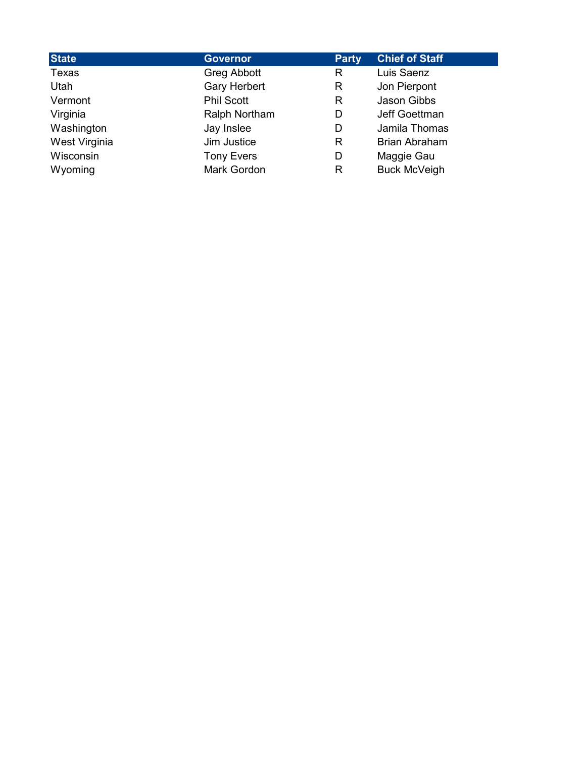| State | Governor | Party | Chief of Staff |
|---|---|---|---|
| Texas | Greg Abbott | R | Luis Saenz |
| Utah | Gary Herbert | R | Jon Pierpont |
| Vermont | Phil Scott | R | Jason Gibbs |
| Virginia | Ralph Northam | D | Jeff Goettman |
| Washington | Jay Inslee | D | Jamila Thomas |
| West Virginia | Jim Justice | R | Brian Abraham |
| Wisconsin | Tony Evers | D | Maggie Gau |
| Wyoming | Mark Gordon | R | Buck McVeigh |